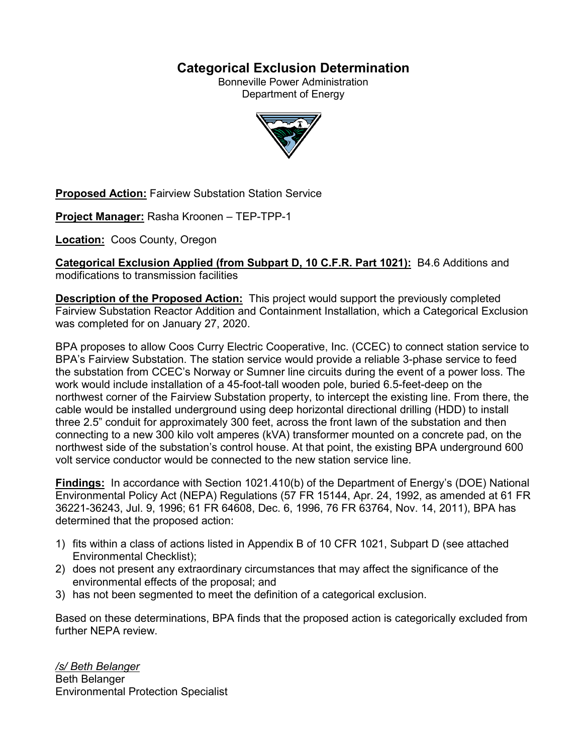# Categorical Exclusion Determination

Bonneville Power Administration
Department of Energy

**Proposed Action:** Fairview Substation Station Service

**Project Manager:** Rasha Kroonen – TEP-TPP-1

**Location:** Coos County, Oregon

**Categorical Exclusion Applied (from Subpart D, 10 C.F.R. Part 1021):** B4.6 Additions and modifications to transmission facilities

**Description of the Proposed Action:** This project would support the previously completed Fairview Substation Reactor Addition and Containment Installation, which a Categorical Exclusion was completed for on January 27, 2020.

BPA proposes to allow Coos Curry Electric Cooperative, Inc. (CCEC) to connect station service to BPA's Fairview Substation. The station service would provide a reliable 3-phase service to feed the substation from CCEC's Norway or Sumner line circuits during the event of a power loss. The work would include installation of a 45-foot-tall wooden pole, buried 6.5-feet-deep on the northwest corner of the Fairview Substation property, to intercept the existing line. From there, the cable would be installed underground using deep horizontal directional drilling (HDD) to install three 2.5" conduit for approximately 300 feet, across the front lawn of the substation and then connecting to a new 300 kilo volt amperes (kVA) transformer mounted on a concrete pad, on the northwest side of the substation's control house. At that point, the existing BPA underground 600 volt service conductor would be connected to the new station service line.

**Findings:** In accordance with Section 1021.410(b) of the Department of Energy's (DOE) National Environmental Policy Act (NEPA) Regulations (57 FR 15144, Apr. 24, 1992, as amended at 61 FR 36221-36243, Jul. 9, 1996; 61 FR 64608, Dec. 6, 1996, 76 FR 63764, Nov. 14, 2011), BPA has determined that the proposed action:

1) fits within a class of actions listed in Appendix B of 10 CFR 1021, Subpart D (see attached Environmental Checklist);
2) does not present any extraordinary circumstances that may affect the significance of the environmental effects of the proposal; and
3) has not been segmented to meet the definition of a categorical exclusion.

Based on these determinations, BPA finds that the proposed action is categorically excluded from further NEPA review.

*/s/ Beth Belanger*
Beth Belanger
Environmental Protection Specialist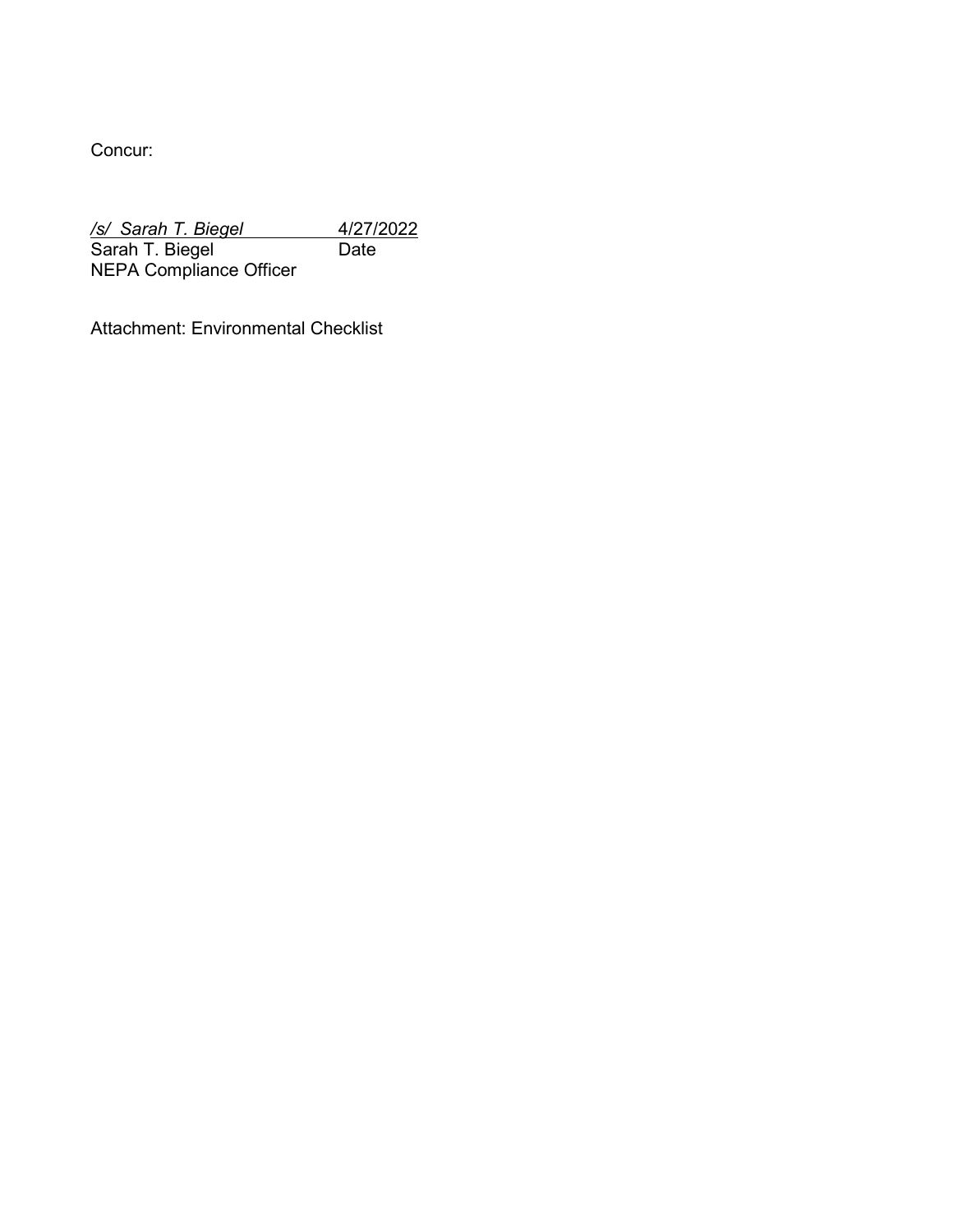Concur:

*/s/ Sarah T. Biegel* 4/27/2022
Sarah T. Biegel Date
NEPA Compliance Officer

Attachment: Environmental Checklist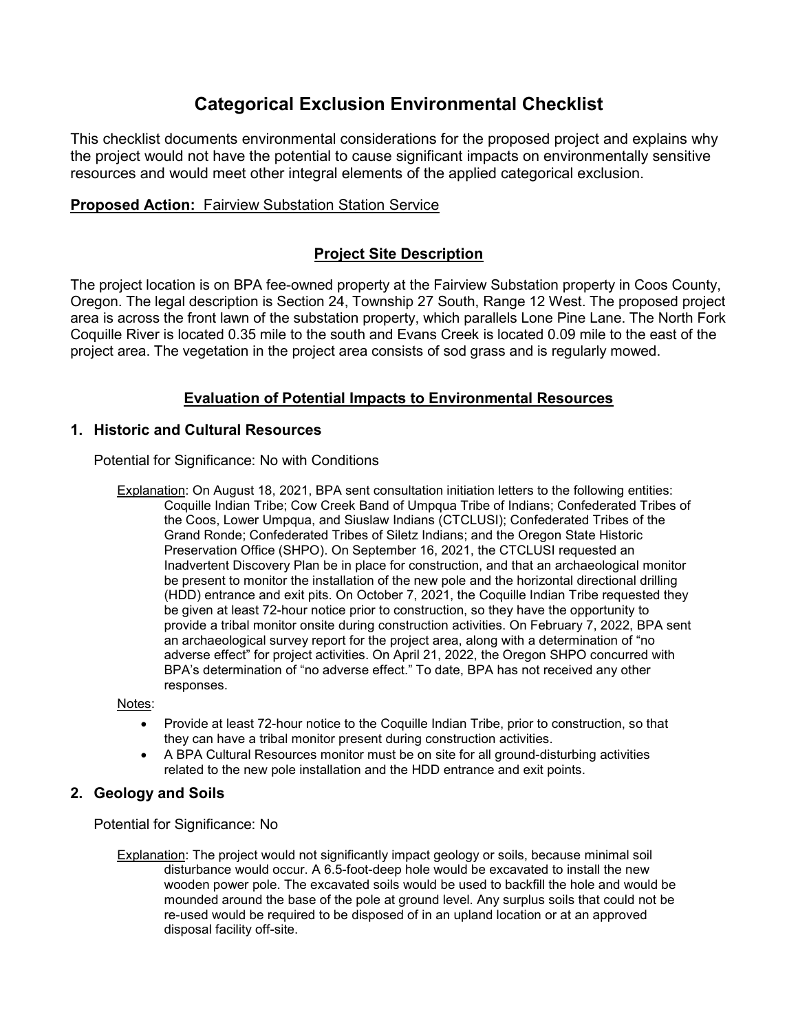# Categorical Exclusion Environmental Checklist

This checklist documents environmental considerations for the proposed project and explains why the project would not have the potential to cause significant impacts on environmentally sensitive resources and would meet other integral elements of the applied categorical exclusion.

**Proposed Action:** Fairview Substation Station Service

## Project Site Description

The project location is on BPA fee-owned property at the Fairview Substation property in Coos County, Oregon. The legal description is Section 24, Township 27 South, Range 12 West. The proposed project area is across the front lawn of the substation property, which parallels Lone Pine Lane. The North Fork Coquille River is located 0.35 mile to the south and Evans Creek is located 0.09 mile to the east of the project area. The vegetation in the project area consists of sod grass and is regularly mowed.

## Evaluation of Potential Impacts to Environmental Resources

### 1. Historic and Cultural Resources

Potential for Significance: No with Conditions

Explanation: On August 18, 2021, BPA sent consultation initiation letters to the following entities: Coquille Indian Tribe; Cow Creek Band of Umpqua Tribe of Indians; Confederated Tribes of the Coos, Lower Umpqua, and Siuslaw Indians (CTCLUSI); Confederated Tribes of the Grand Ronde; Confederated Tribes of Siletz Indians; and the Oregon State Historic Preservation Office (SHPO). On September 16, 2021, the CTCLUSI requested an Inadvertent Discovery Plan be in place for construction, and that an archaeological monitor be present to monitor the installation of the new pole and the horizontal directional drilling (HDD) entrance and exit pits. On October 7, 2021, the Coquille Indian Tribe requested they be given at least 72-hour notice prior to construction, so they have the opportunity to provide a tribal monitor onsite during construction activities. On February 7, 2022, BPA sent an archaeological survey report for the project area, along with a determination of "no adverse effect" for project activities. On April 21, 2022, the Oregon SHPO concurred with BPA's determination of "no adverse effect." To date, BPA has not received any other responses.

Notes:

- Provide at least 72-hour notice to the Coquille Indian Tribe, prior to construction, so that they can have a tribal monitor present during construction activities.
- A BPA Cultural Resources monitor must be on site for all ground-disturbing activities related to the new pole installation and the HDD entrance and exit points.

### 2. Geology and Soils

Potential for Significance: No

Explanation: The project would not significantly impact geology or soils, because minimal soil disturbance would occur. A 6.5-foot-deep hole would be excavated to install the new wooden power pole. The excavated soils would be used to backfill the hole and would be mounded around the base of the pole at ground level. Any surplus soils that could not be re-used would be required to be disposed of in an upland location or at an approved disposal facility off-site.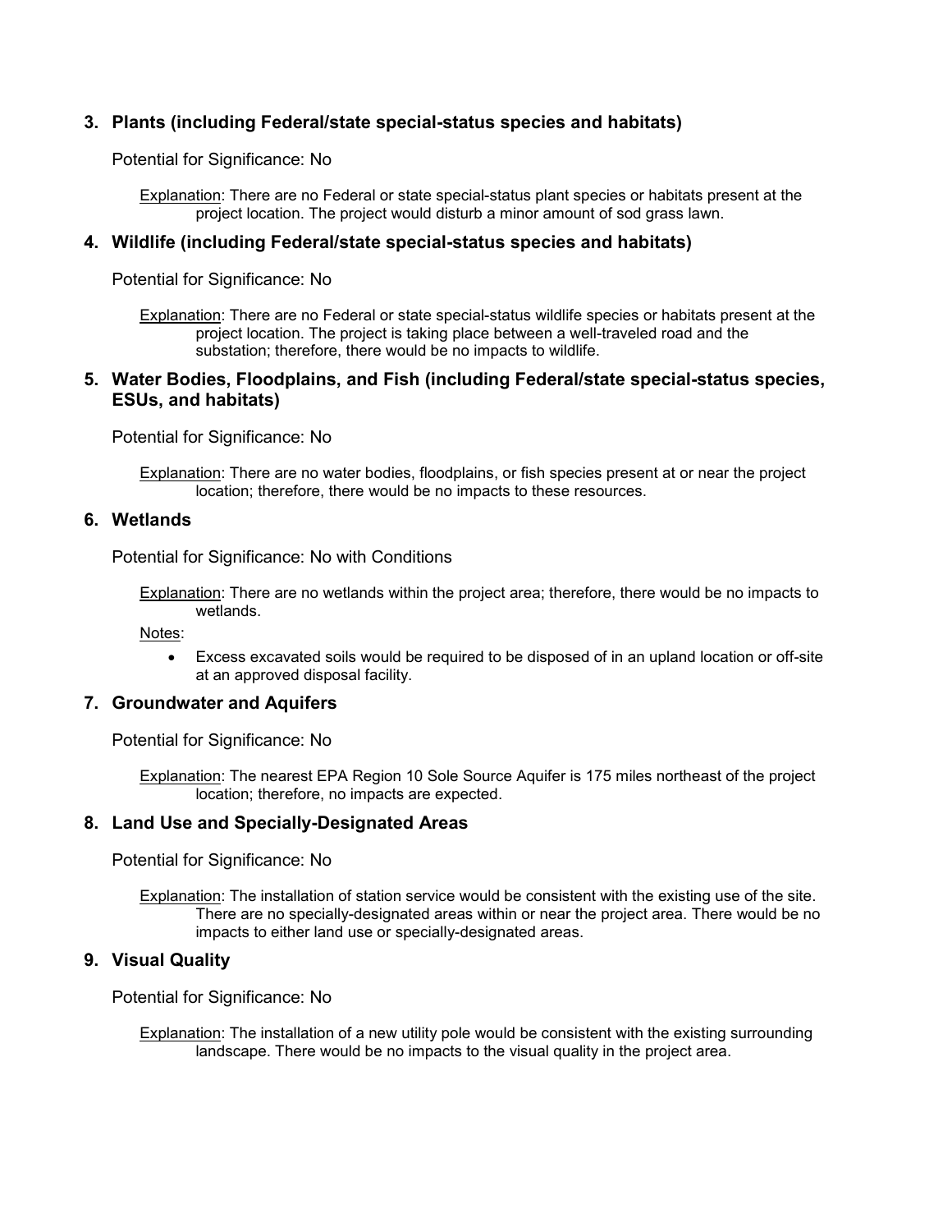### 3. Plants (including Federal/state special-status species and habitats)

Potential for Significance: No

<u>Explanation</u>: There are no Federal or state special-status plant species or habitats present at the project location. The project would disturb a minor amount of sod grass lawn.

### 4. Wildlife (including Federal/state special-status species and habitats)

Potential for Significance: No

<u>Explanation</u>: There are no Federal or state special-status wildlife species or habitats present at the project location. The project is taking place between a well-traveled road and the substation; therefore, there would be no impacts to wildlife.

### 5. Water Bodies, Floodplains, and Fish (including Federal/state special-status species, ESUs, and habitats)

Potential for Significance: No

<u>Explanation</u>: There are no water bodies, floodplains, or fish species present at or near the project location; therefore, there would be no impacts to these resources.

### 6. Wetlands

Potential for Significance: No with Conditions

<u>Explanation</u>: There are no wetlands within the project area; therefore, there would be no impacts to wetlands.

<u>Notes</u>:

- Excess excavated soils would be required to be disposed of in an upland location or off-site at an approved disposal facility.

### 7. Groundwater and Aquifers

Potential for Significance: No

<u>Explanation</u>: The nearest EPA Region 10 Sole Source Aquifer is 175 miles northeast of the project location; therefore, no impacts are expected.

### 8. Land Use and Specially-Designated Areas

Potential for Significance: No

<u>Explanation</u>: The installation of station service would be consistent with the existing use of the site. There are no specially-designated areas within or near the project area. There would be no impacts to either land use or specially-designated areas.

### 9. Visual Quality

Potential for Significance: No

<u>Explanation</u>: The installation of a new utility pole would be consistent with the existing surrounding landscape. There would be no impacts to the visual quality in the project area.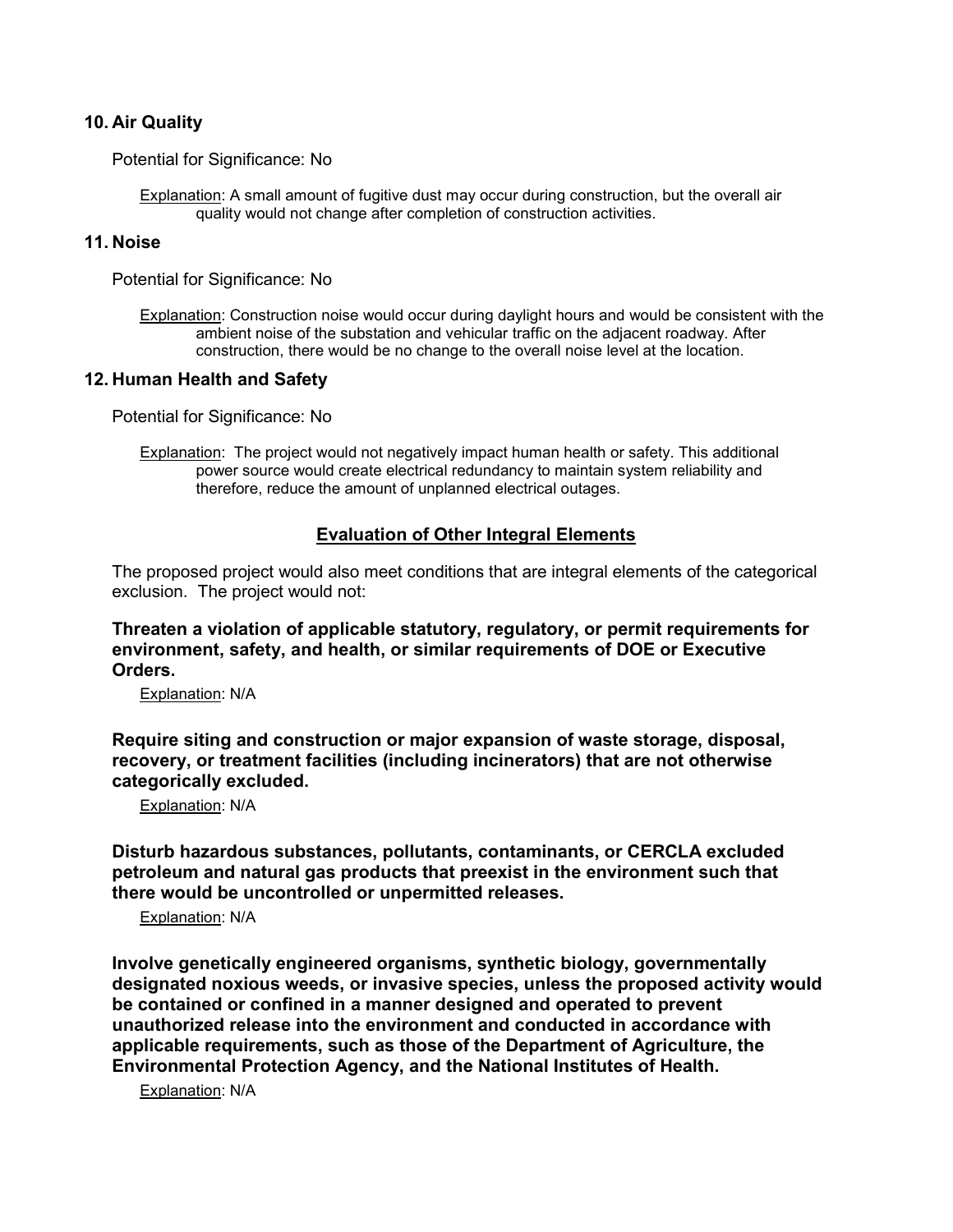### 10. Air Quality

Potential for Significance: No

Explanation: A small amount of fugitive dust may occur during construction, but the overall air quality would not change after completion of construction activities.

### 11. Noise

Potential for Significance: No

Explanation: Construction noise would occur during daylight hours and would be consistent with the ambient noise of the substation and vehicular traffic on the adjacent roadway. After construction, there would be no change to the overall noise level at the location.

### 12. Human Health and Safety

Potential for Significance: No

Explanation: The project would not negatively impact human health or safety. This additional power source would create electrical redundancy to maintain system reliability and therefore, reduce the amount of unplanned electrical outages.

## Evaluation of Other Integral Elements

The proposed project would also meet conditions that are integral elements of the categorical exclusion. The project would not:

**Threaten a violation of applicable statutory, regulatory, or permit requirements for environment, safety, and health, or similar requirements of DOE or Executive Orders.**

Explanation: N/A

**Require siting and construction or major expansion of waste storage, disposal, recovery, or treatment facilities (including incinerators) that are not otherwise categorically excluded.**

Explanation: N/A

**Disturb hazardous substances, pollutants, contaminants, or CERCLA excluded petroleum and natural gas products that preexist in the environment such that there would be uncontrolled or unpermitted releases.**

Explanation: N/A

**Involve genetically engineered organisms, synthetic biology, governmentally designated noxious weeds, or invasive species, unless the proposed activity would be contained or confined in a manner designed and operated to prevent unauthorized release into the environment and conducted in accordance with applicable requirements, such as those of the Department of Agriculture, the Environmental Protection Agency, and the National Institutes of Health.**

Explanation: N/A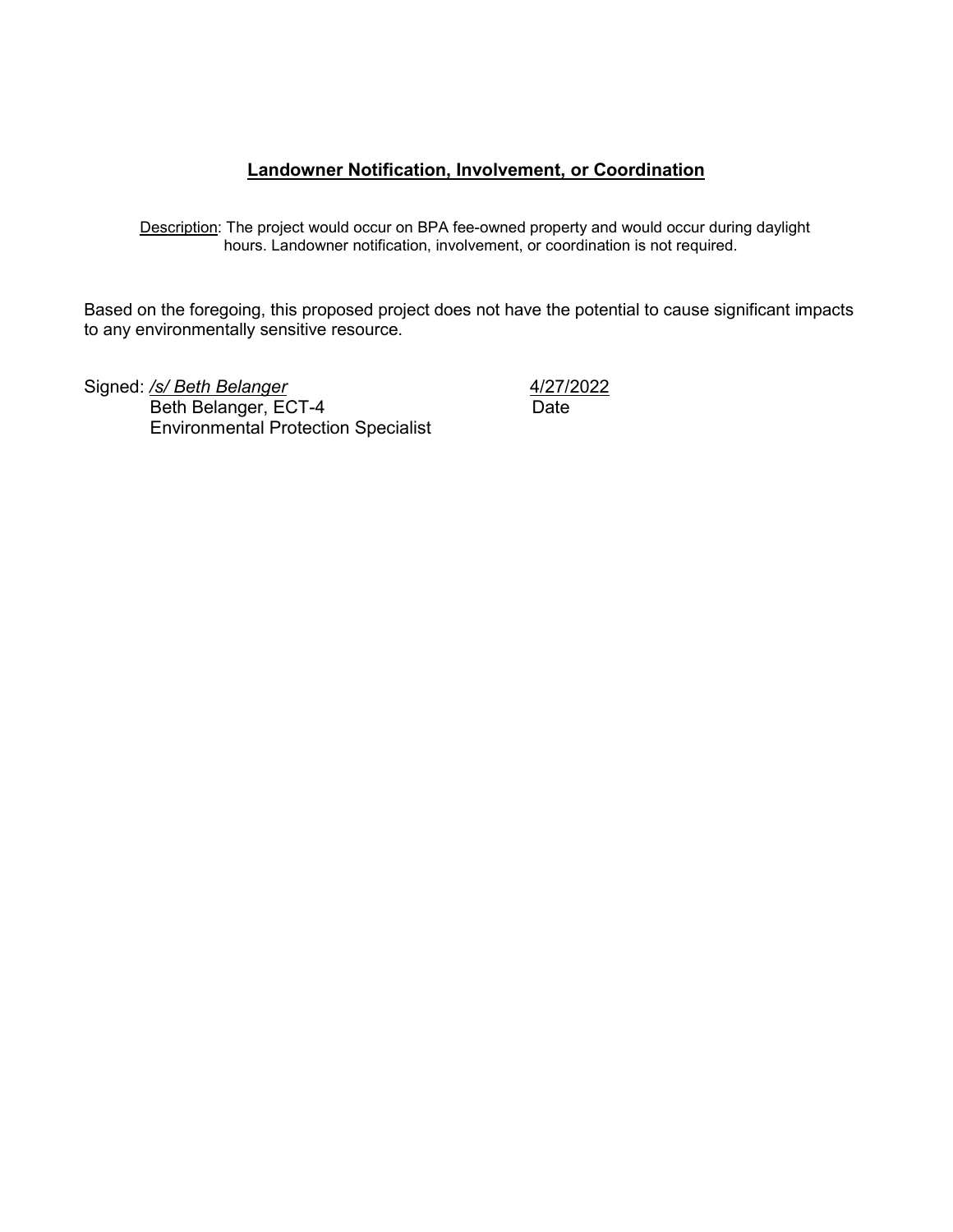## Landowner Notification, Involvement, or Coordination

Description: The project would occur on BPA fee-owned property and would occur during daylight hours. Landowner notification, involvement, or coordination is not required.

Based on the foregoing, this proposed project does not have the potential to cause significant impacts to any environmentally sensitive resource.

Signed: */s/ Beth Belanger* 4/27/2022
Beth Belanger, ECT-4 Date
Environmental Protection Specialist